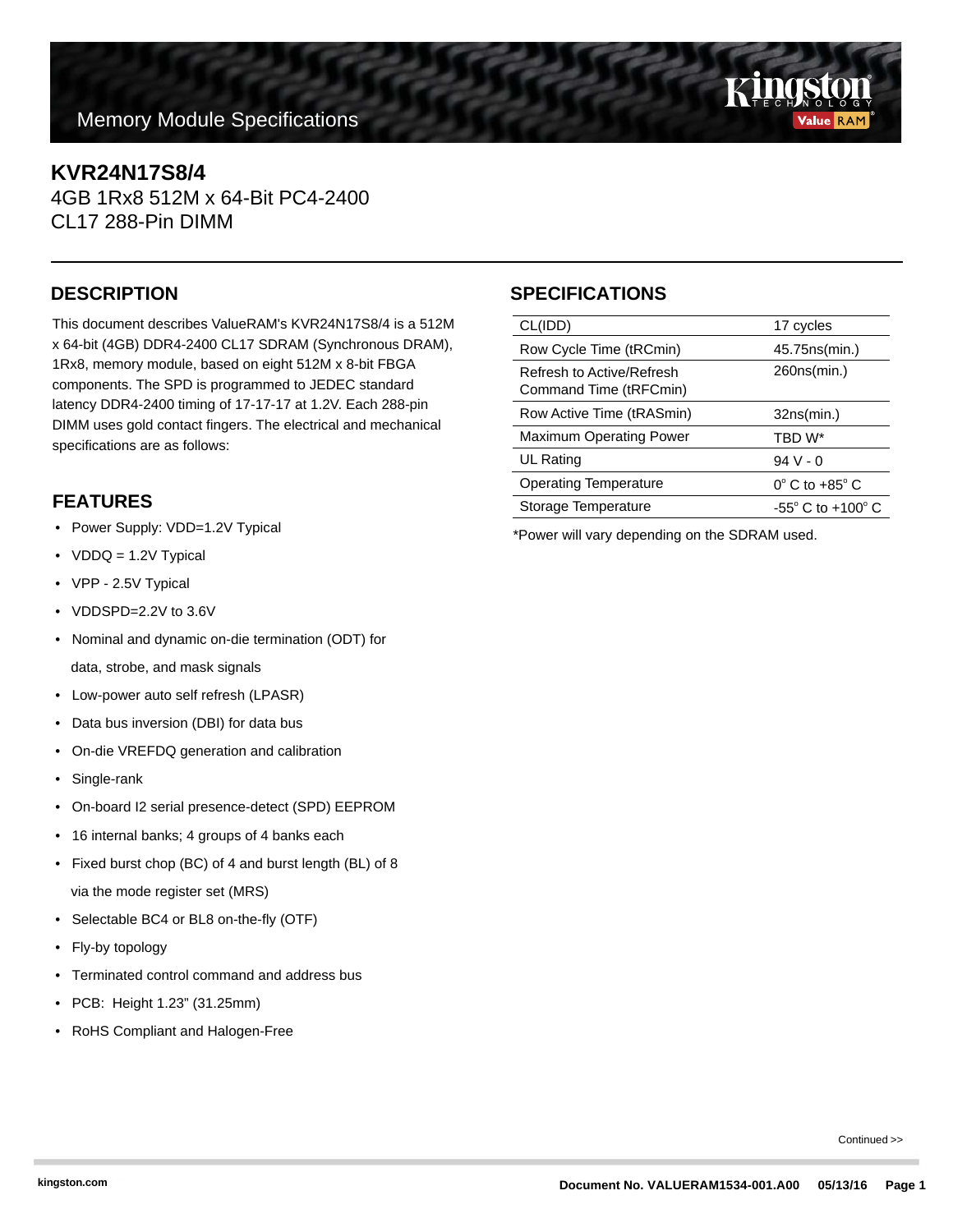Memory Module Specifications

# KVR24N17S8/4

4GB 1Rx8 512M x 64-Bit PC4-2400
CL17 288-Pin DIMM

## DESCRIPTION

This document describes ValueRAM's KVR24N17S8/4 is a 512M x 64-bit (4GB) DDR4-2400 CL17 SDRAM (Synchronous DRAM), 1Rx8, memory module, based on eight 512M x 8-bit FBGA components. The SPD is programmed to JEDEC standard latency DDR4-2400 timing of 17-17-17 at 1.2V. Each 288-pin DIMM uses gold contact fingers. The electrical and mechanical specifications are as follows:

## FEATURES

- Power Supply: VDD=1.2V Typical
- VDDQ = 1.2V Typical
- VPP - 2.5V Typical
- VDDSPD=2.2V to 3.6V
- Nominal and dynamic on-die termination (ODT) for data, strobe, and mask signals
- Low-power auto self refresh (LPASR)
- Data bus inversion (DBI) for data bus
- On-die VREFDQ generation and calibration
- Single-rank
- On-board I2 serial presence-detect (SPD) EEPROM
- 16 internal banks; 4 groups of 4 banks each
- Fixed burst chop (BC) of 4 and burst length (BL) of 8 via the mode register set (MRS)
- Selectable BC4 or BL8 on-the-fly (OTF)
- Fly-by topology
- Terminated control command and address bus
- PCB: Height 1.23" (31.25mm)
- RoHS Compliant and Halogen-Free

## SPECIFICATIONS

| | |
|---|---|
| CL(IDD) | 17 cycles |
| Row Cycle Time (tRCmin) | 45.75ns(min.) |
| Refresh to Active/Refresh Command Time (tRFCmin) | 260ns(min.) |
| Row Active Time (tRASmin) | 32ns(min.) |
| Maximum Operating Power | TBD W* |
| UL Rating | 94 V - 0 |
| Operating Temperature | 0° C to +85° C |
| Storage Temperature | -55° C to +100° C |

*Power will vary depending on the SDRAM used.

Continued >>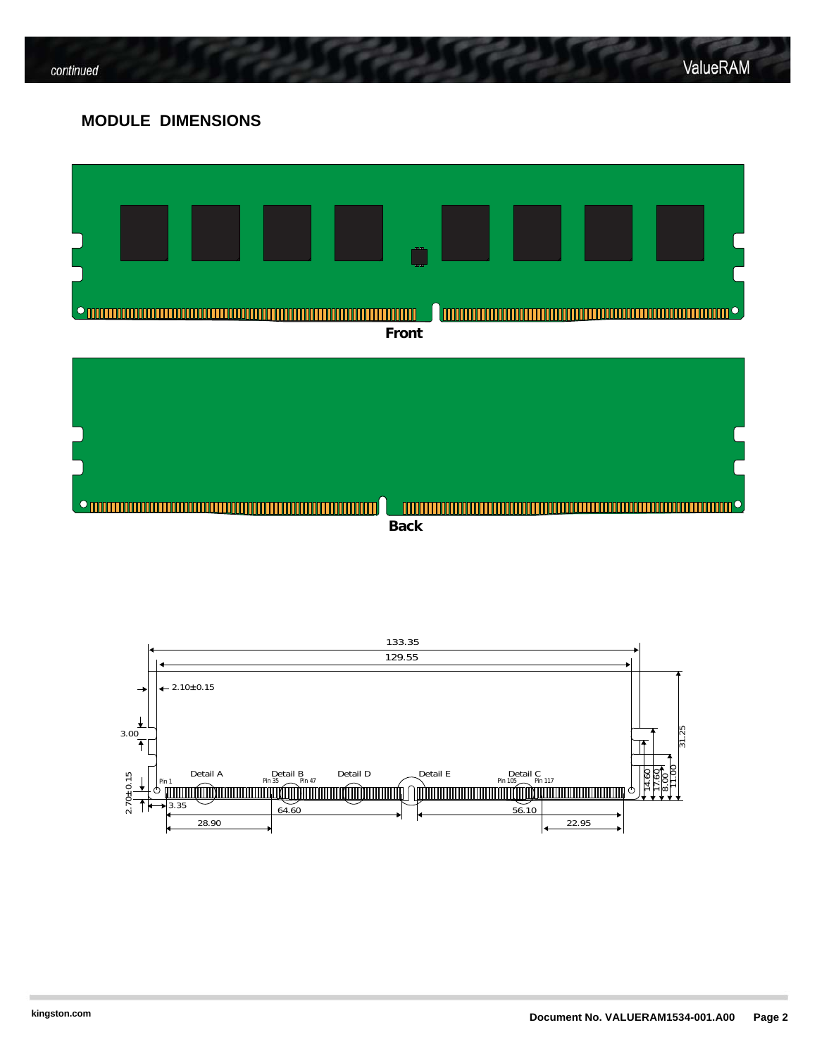## MODULE DIMENSIONS

Front

Back

133.35

129.55

2.10±0.15

3.00

31.25

Detail A

Detail B

Detail D

Detail E

Detail C

Pin 1

Pin 35

Pin 47

Pin 105

Pin 117

2.70±0.15

3.35

64.60

56.10

28.90

22.95

14.60

17.60

8.00

11.00